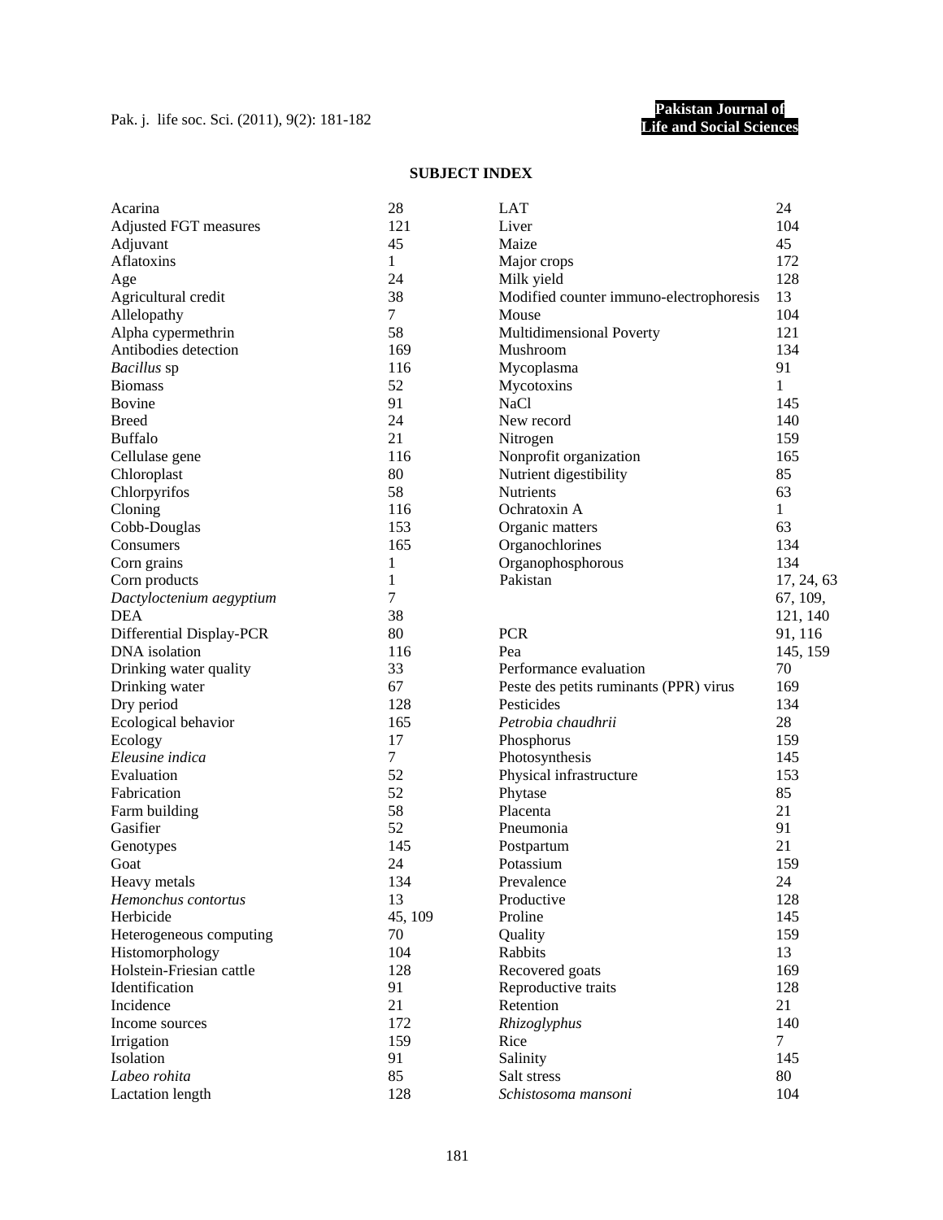## SUBJECT INDEX

| | |
|---|---|
| Acarina | 28 |
| Adjusted FGT measures | 121 |
| Adjuvant | 45 |
| Aflatoxins | 1 |
| Age | 24 |
| Agricultural credit | 38 |
| Allelopathy | 7 |
| Alpha cypermethrin | 58 |
| Antibodies detection | 169 |
| *Bacillus* sp | 116 |
| Biomass | 52 |
| Bovine | 91 |
| Breed | 24 |
| Buffalo | 21 |
| Cellulase gene | 116 |
| Chloroplast | 80 |
| Chlorpyrifos | 58 |
| Cloning | 116 |
| Cobb-Douglas | 153 |
| Consumers | 165 |
| Corn grains | 1 |
| Corn products | 1 |
| *Dactyloctenium aegyptium* | 7 |
| DEA | 38 |
| Differential Display-PCR | 80 |
| DNA isolation | 116 |
| Drinking water quality | 33 |
| Drinking water | 67 |
| Dry period | 128 |
| Ecological behavior | 165 |
| Ecology | 17 |
| *Eleusine indica* | 7 |
| Evaluation | 52 |
| Fabrication | 52 |
| Farm building | 58 |
| Gasifier | 52 |
| Genotypes | 145 |
| Goat | 24 |
| Heavy metals | 134 |
| *Hemonchus contortus* | 13 |
| Herbicide | 45, 109 |
| Heterogeneous computing | 70 |
| Histomorphology | 104 |
| Holstein-Friesian cattle | 128 |
| Identification | 91 |
| Incidence | 21 |
| Income sources | 172 |
| Irrigation | 159 |
| Isolation | 91 |
| *Labeo rohita* | 85 |
| Lactation length | 128 |
| LAT | 24 |
| Liver | 104 |
| Maize | 45 |
| Major crops | 172 |
| Milk yield | 128 |
| Modified counter immuno-electrophoresis | 13 |
| Mouse | 104 |
| Multidimensional Poverty | 121 |
| Mushroom | 134 |
| Mycoplasma | 91 |
| Mycotoxins | 1 |
| NaCl | 145 |
| New record | 140 |
| Nitrogen | 159 |
| Nonprofit organization | 165 |
| Nutrient digestibility | 85 |
| Nutrients | 63 |
| Ochratoxin A | 1 |
| Organic matters | 63 |
| Organochlorines | 134 |
| Organophosphorous | 134 |
| Pakistan | 17, 24, 63, 67, 109, 121, 140 |
| PCR | 91, 116 |
| Pea | 145, 159 |
| Performance evaluation | 70 |
| Peste des petits ruminants (PPR) virus | 169 |
| Pesticides | 134 |
| *Petrobia chaudhrii* | 28 |
| Phosphorus | 159 |
| Photosynthesis | 145 |
| Physical infrastructure | 153 |
| Phytase | 85 |
| Placenta | 21 |
| Pneumonia | 91 |
| Postpartum | 21 |
| Potassium | 159 |
| Prevalence | 24 |
| Productive | 128 |
| Proline | 145 |
| Quality | 159 |
| Rabbits | 13 |
| Recovered goats | 169 |
| Reproductive traits | 128 |
| Retention | 21 |
| *Rhizoglyphus* | 140 |
| Rice | 7 |
| Salinity | 145 |
| Salt stress | 80 |
| *Schistosoma mansoni* | 104 |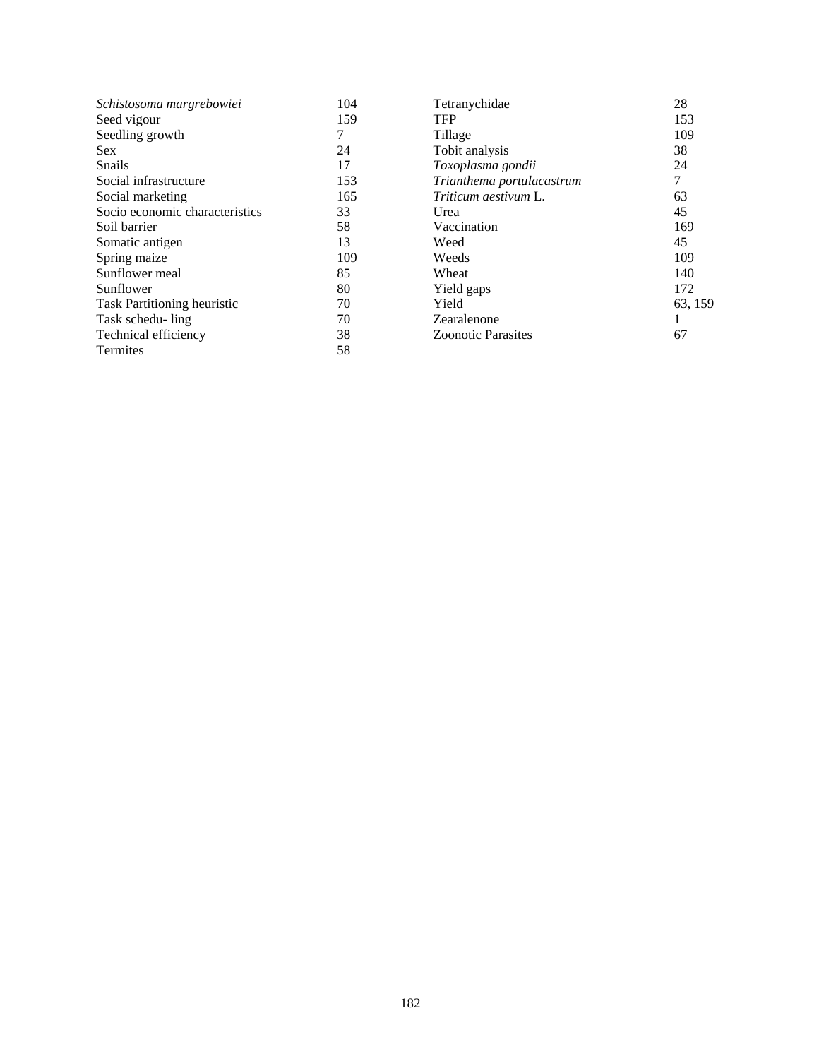| | |
|---|---|
| *Schistosoma margrebowiei* | 104 |
| Seed vigour | 159 |
| Seedling growth | 7 |
| Sex | 24 |
| Snails | 17 |
| Social infrastructure | 153 |
| Social marketing | 165 |
| Socio economic characteristics | 33 |
| Soil barrier | 58 |
| Somatic antigen | 13 |
| Spring maize | 109 |
| Sunflower meal | 85 |
| Sunflower | 80 |
| Task Partitioning heuristic | 70 |
| Task schedu- ling | 70 |
| Technical efficiency | 38 |
| Termites | 58 |
| Tetranychidae | 28 |
| TFP | 153 |
| Tillage | 109 |
| Tobit analysis | 38 |
| *Toxoplasma gondii* | 24 |
| *Trianthema portulacastrum* | 7 |
| *Triticum aestivum* L. | 63 |
| Urea | 45 |
| Vaccination | 169 |
| Weed | 45 |
| Weeds | 109 |
| Wheat | 140 |
| Yield gaps | 172 |
| Yield | 63, 159 |
| Zearalenone | 1 |
| Zoonotic Parasites | 67 |